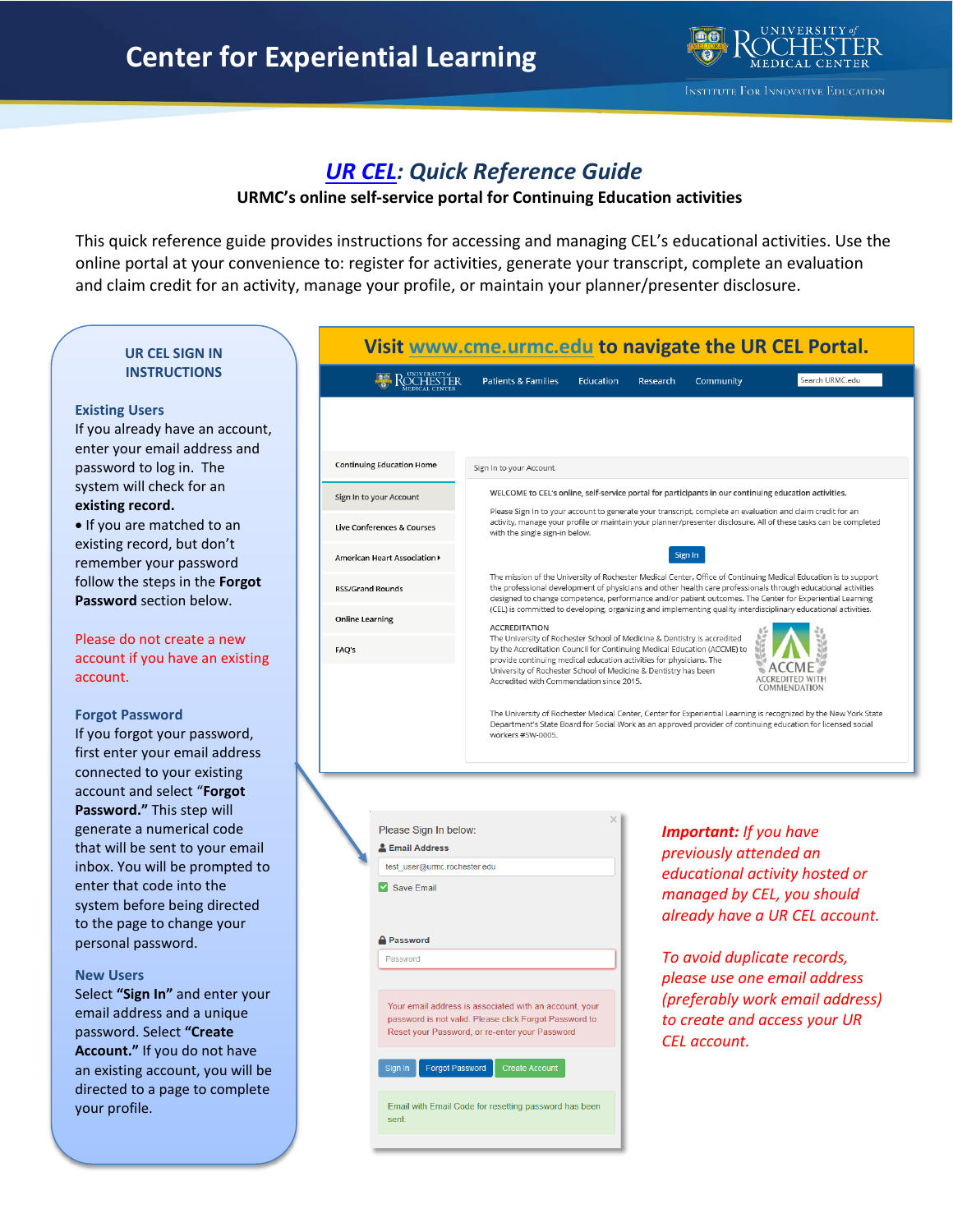# Center for Experiential Learning

UNIVERSITY of ROCHESTER MEDICAL CENTER

INSTITUTE FOR INNOVATIVE EDUCATION

## UR CEL: Quick Reference Guide

**URMC's online self-service portal for Continuing Education activities**

This quick reference guide provides instructions for accessing and managing CEL's educational activities. Use the online portal at your convenience to: register for activities, generate your transcript, complete an evaluation and claim credit for an activity, manage your profile, or maintain your planner/presenter disclosure.

### UR CEL SIGN IN INSTRUCTIONS

**Existing Users**

If you already have an account, enter your email address and password to log in. The system will check for an **existing record.**

- If you are matched to an existing record, but don't remember your password follow the steps in the **Forgot Password** section below.

Please do not create a new account if you have an existing account.

**Forgot Password**

If you forgot your password, first enter your email address connected to your existing account and select "**Forgot Password.**" This step will generate a numerical code that will be sent to your email inbox. You will be prompted to enter that code into the system before being directed to the page to change your personal password.

**New Users**

Select **"Sign In"** and enter your email address and a unique password. Select **"Create Account."** If you do not have an existing account, you will be directed to a page to complete your profile.

### Visit www.cme.urmc.edu to navigate the UR CEL Portal.

Patients & Families | Education | Research | Community | Search URMC.edu

- Continuing Education Home
- Sign In to your Account
- Live Conferences & Courses
- American Heart Association
- RSS/Grand Rounds
- Online Learning
- FAQ's

Sign In to your Account

WELCOME to CEL's online, self-service portal for participants in our continuing education activities.

Please Sign In to your account to generate your transcript, complete an evaluation and claim credit for an activity, manage your profile or maintain your planner/presenter disclosure. All of these tasks can be completed with the single sign-in below.

Sign In

The mission of the University of Rochester Medical Center, Office of Continuing Medical Education is to support the professional development of physicians and other health care professionals through educational activities designed to change competence, performance and/or patient outcomes. The Center for Experiential Learning (CEL) is committed to developing, organizing and implementing quality interdisciplinary educational activities.

ACCREDITATION

The University of Rochester School of Medicine & Dentistry is accredited by the Accreditation Council for Continuing Medical Education (ACCME) to provide continuing medical education activities for physicians. The University of Rochester School of Medicine & Dentistry has been Accredited with Commendation since 2015.

ACCME ACCREDITED WITH COMMENDATION

The University of Rochester Medical Center, Center for Experiential Learning is recognized by the New York State Department's State Board for Social Work as an approved provider of continuing education for licensed social workers #SW-0005.

Please Sign In below:

Email Address

test_user@urmc.rochester.edu

Save Email

Password

Password

Your email address is associated with an account, your password is not valid. Please click Forgot Password to Reset your Password, or re-enter your Password

Sign In | Forgot Password | Create Account

Email with Email Code for resetting password has been sent.

***Important:** If you have previously attended an educational activity hosted or managed by CEL, you should already have a UR CEL account.*

*To avoid duplicate records, please use one email address (preferably work email address) to create and access your UR CEL account.*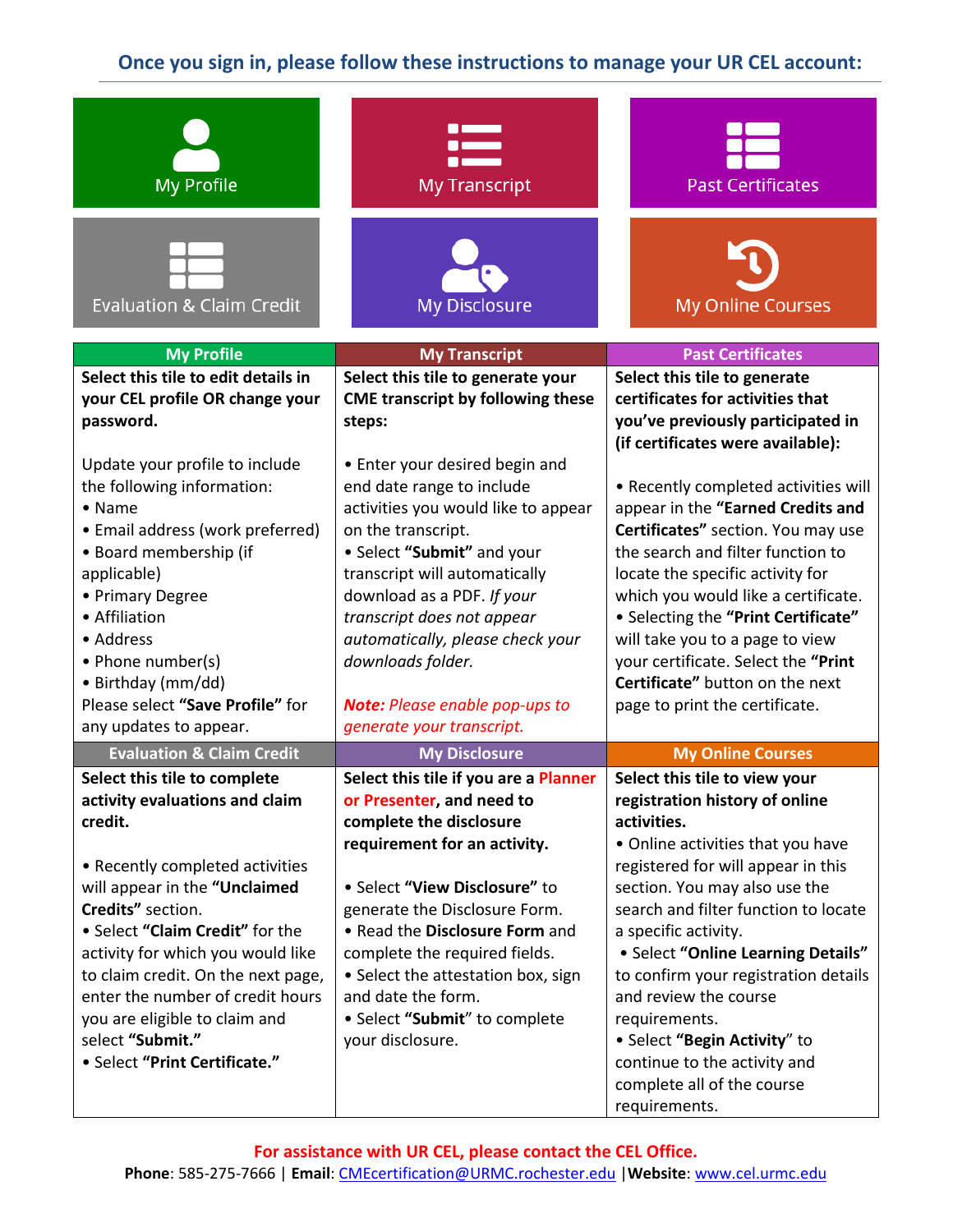## Once you sign in, please follow these instructions to manage your UR CEL account:

My Profile | My Transcript | Past Certificates

Evaluation & Claim Credit | My Disclosure | My Online Courses

| My Profile | My Transcript | Past Certificates |
|---|---|---|
| **Select this tile to edit details in your CEL profile OR change your password.**<br><br>Update your profile to include the following information:<br>• Name<br>• Email address (work preferred)<br>• Board membership (if applicable)<br>• Primary Degree<br>• Affiliation<br>• Address<br>• Phone number(s)<br>• Birthday (mm/dd)<br>Please select **"Save Profile"** for any updates to appear. | **Select this tile to generate your CME transcript by following these steps:**<br><br>• Enter your desired begin and end date range to include activities you would like to appear on the transcript.<br>• Select **"Submit"** and your transcript will automatically download as a PDF. *If your transcript does not appear automatically, please check your downloads folder.*<br><br>***Note:*** *Please enable pop-ups to generate your transcript.* | **Select this tile to generate certificates for activities that you've previously participated in (if certificates were available):**<br><br>• Recently completed activities will appear in the **"Earned Credits and Certificates"** section. You may use the search and filter function to locate the specific activity for which you would like a certificate.<br>• Selecting the **"Print Certificate"** will take you to a page to view your certificate. Select the **"Print Certificate"** button on the next page to print the certificate. |
| **Evaluation & Claim Credit** | **My Disclosure** | **My Online Courses** |
| **Select this tile to complete activity evaluations and claim credit.**<br><br>• Recently completed activities will appear in the **"Unclaimed Credits"** section.<br>• Select **"Claim Credit"** for the activity for which you would like to claim credit. On the next page, enter the number of credit hours you are eligible to claim and select **"Submit."**<br>• Select **"Print Certificate."** | **Select this tile if you are a Planner or Presenter, and need to complete the disclosure requirement for an activity.**<br><br>• Select **"View Disclosure"** to generate the Disclosure Form.<br>• Read the **Disclosure Form** and complete the required fields.<br>• Select the attestation box, sign and date the form.<br>• Select **"Submit"** to complete your disclosure. | **Select this tile to view your registration history of online activities.**<br>• Online activities that you have registered for will appear in this section. You may also use the search and filter function to locate a specific activity.<br>• Select **"Online Learning Details"** to confirm your registration details and review the course requirements.<br>• Select **"Begin Activity"** to continue to the activity and complete all of the course requirements. |

**For assistance with UR CEL, please contact the CEL Office.**

**Phone**: 585-275-7666 | **Email**: CMEcertification@URMC.rochester.edu | **Website**: www.cel.urmc.edu